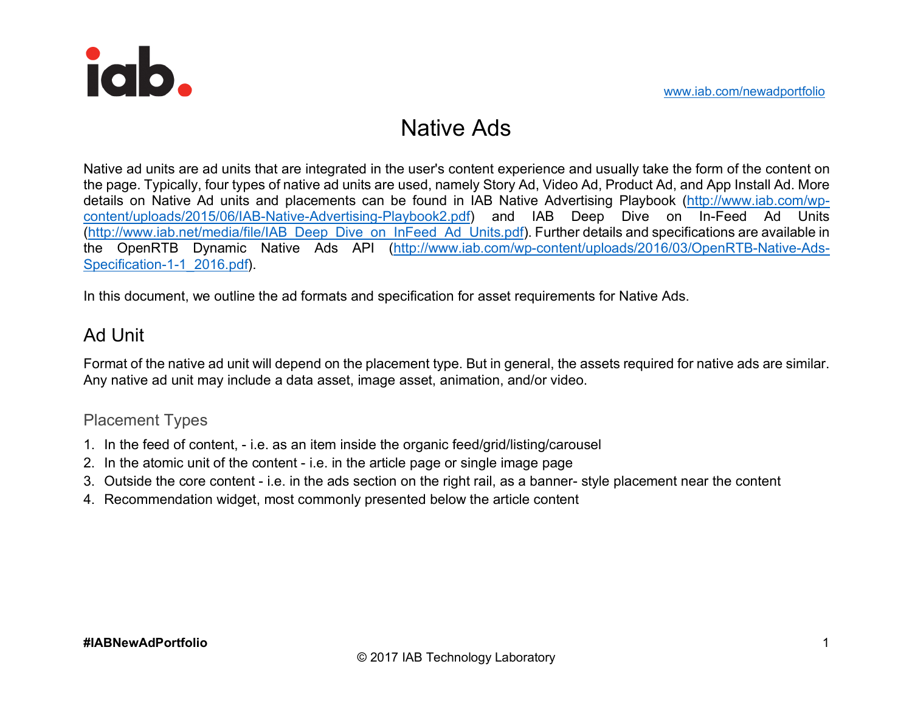www.iab.com/newadportfolio

# Native Ads

Native ad units are ad units that are integrated in the user's content experience and usually take the form of the content on the page. Typically, four types of native ad units are used, namely Story Ad, Video Ad, Product Ad, and App Install Ad. More details on Native Ad units and placements can be found in IAB Native Advertising Playbook (http://www.iab.com/wp-content/uploads/2015/06/IAB-Native-Advertising-Playbook2.pdf) and IAB Deep Dive on In-Feed Ad Units (http://www.iab.net/media/file/IAB_Deep_Dive_on_InFeed_Ad_Units.pdf). Further details and specifications are available in the OpenRTB Dynamic Native Ads API (http://www.iab.com/wp-content/uploads/2016/03/OpenRTB-Native-Ads-Specification-1-1_2016.pdf).

In this document, we outline the ad formats and specification for asset requirements for Native Ads.

## Ad Unit

Format of the native ad unit will depend on the placement type. But in general, the assets required for native ads are similar. Any native ad unit may include a data asset, image asset, animation, and/or video.

### Placement Types

1. In the feed of content, - i.e. as an item inside the organic feed/grid/listing/carousel
2. In the atomic unit of the content - i.e. in the article page or single image page
3. Outside the core content - i.e. in the ads section on the right rail, as a banner- style placement near the content
4. Recommendation widget, most commonly presented below the article content

**#IABNewAdPortfolio**

© 2017 IAB Technology Laboratory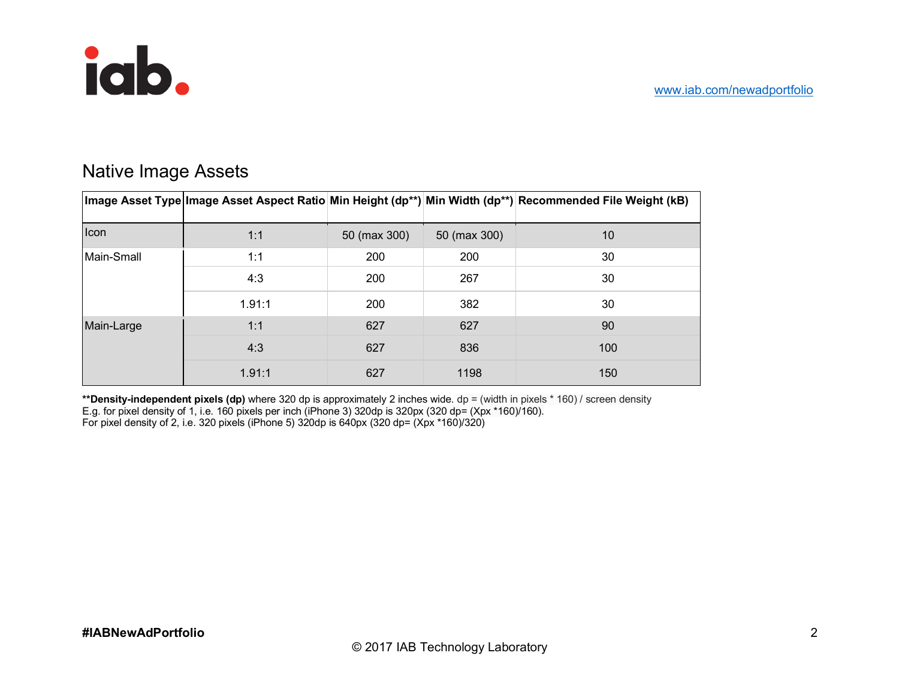## Native Image Assets

| Image Asset Type | Image Asset Aspect Ratio | Min Height (dp**) | Min Width (dp**) | Recommended File Weight (kB) |
|---|---|---|---|---|
| Icon | 1:1 | 50 (max 300) | 50 (max 300) | 10 |
| Main-Small | 1:1 | 200 | 200 | 30 |
| | 4:3 | 200 | 267 | 30 |
| | 1.91:1 | 200 | 382 | 30 |
| Main-Large | 1:1 | 627 | 627 | 90 |
| | 4:3 | 627 | 836 | 100 |
| | 1.91:1 | 627 | 1198 | 150 |

****Density-independent pixels (dp)** where 320 dp is approximately 2 inches wide. dp = (width in pixels * 160) / screen density
E.g. for pixel density of 1, i.e. 160 pixels per inch (iPhone 3) 320dp is 320px (320 dp= (Xpx *160)/160).
For pixel density of 2, i.e. 320 pixels (iPhone 5) 320dp is 640px (320 dp= (Xpx *160)/320)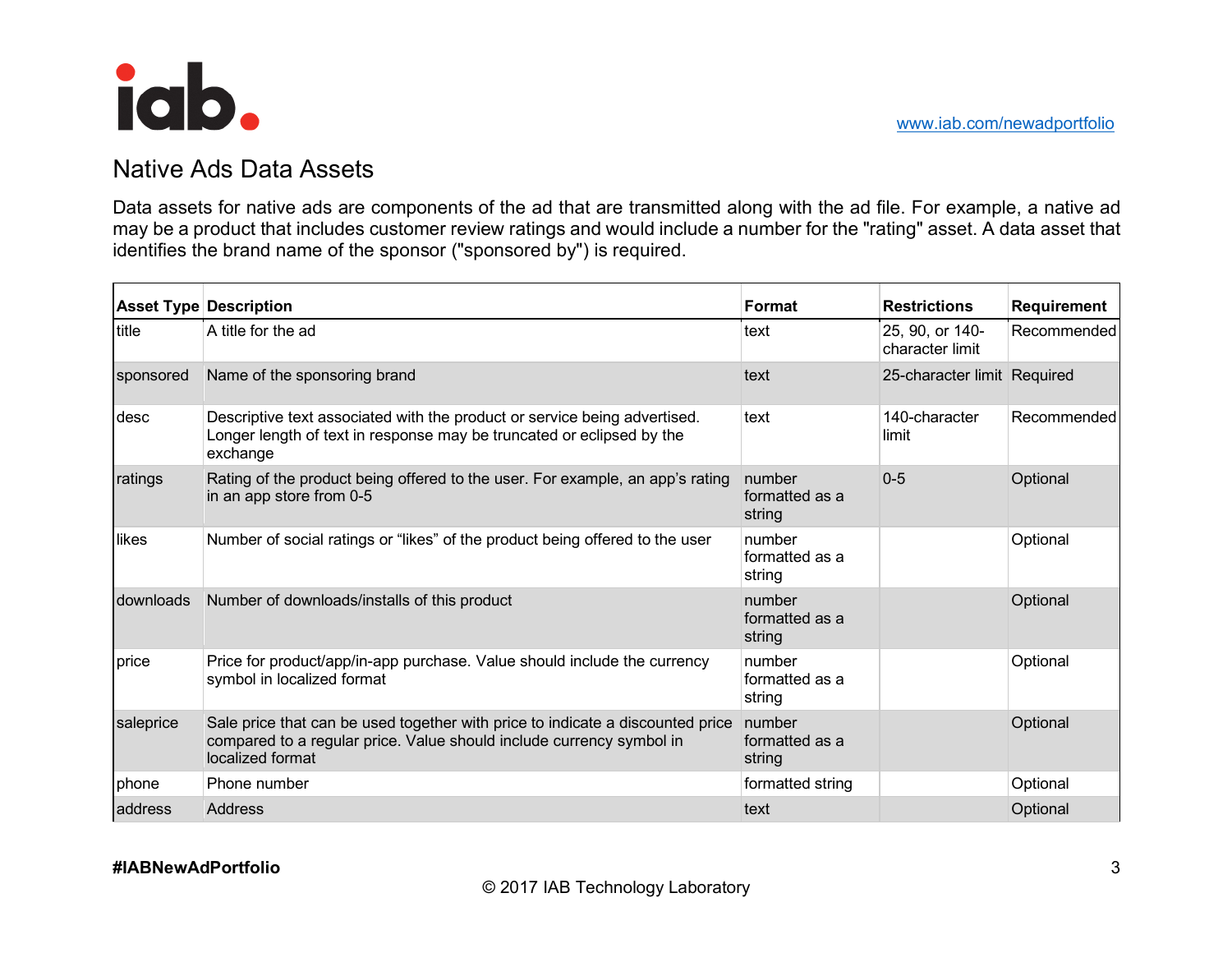## Native Ads Data Assets

Data assets for native ads are components of the ad that are transmitted along with the ad file. For example, a native ad may be a product that includes customer review ratings and would include a number for the "rating" asset. A data asset that identifies the brand name of the sponsor ("sponsored by") is required.

| Asset Type | Description | Format | Restrictions | Requirement |
|---|---|---|---|---|
| title | A title for the ad | text | 25, 90, or 140-character limit | Recommended |
| sponsored | Name of the sponsoring brand | text | 25-character limit | Required |
| desc | Descriptive text associated with the product or service being advertised. Longer length of text in response may be truncated or eclipsed by the exchange | text | 140-character limit | Recommended |
| ratings | Rating of the product being offered to the user. For example, an app's rating in an app store from 0-5 | number formatted as a string | 0-5 | Optional |
| likes | Number of social ratings or "likes" of the product being offered to the user | number formatted as a string | | Optional |
| downloads | Number of downloads/installs of this product | number formatted as a string | | Optional |
| price | Price for product/app/in-app purchase. Value should include the currency symbol in localized format | number formatted as a string | | Optional |
| saleprice | Sale price that can be used together with price to indicate a discounted price compared to a regular price. Value should include currency symbol in localized format | number formatted as a string | | Optional |
| phone | Phone number | formatted string | | Optional |
| address | Address | text | | Optional |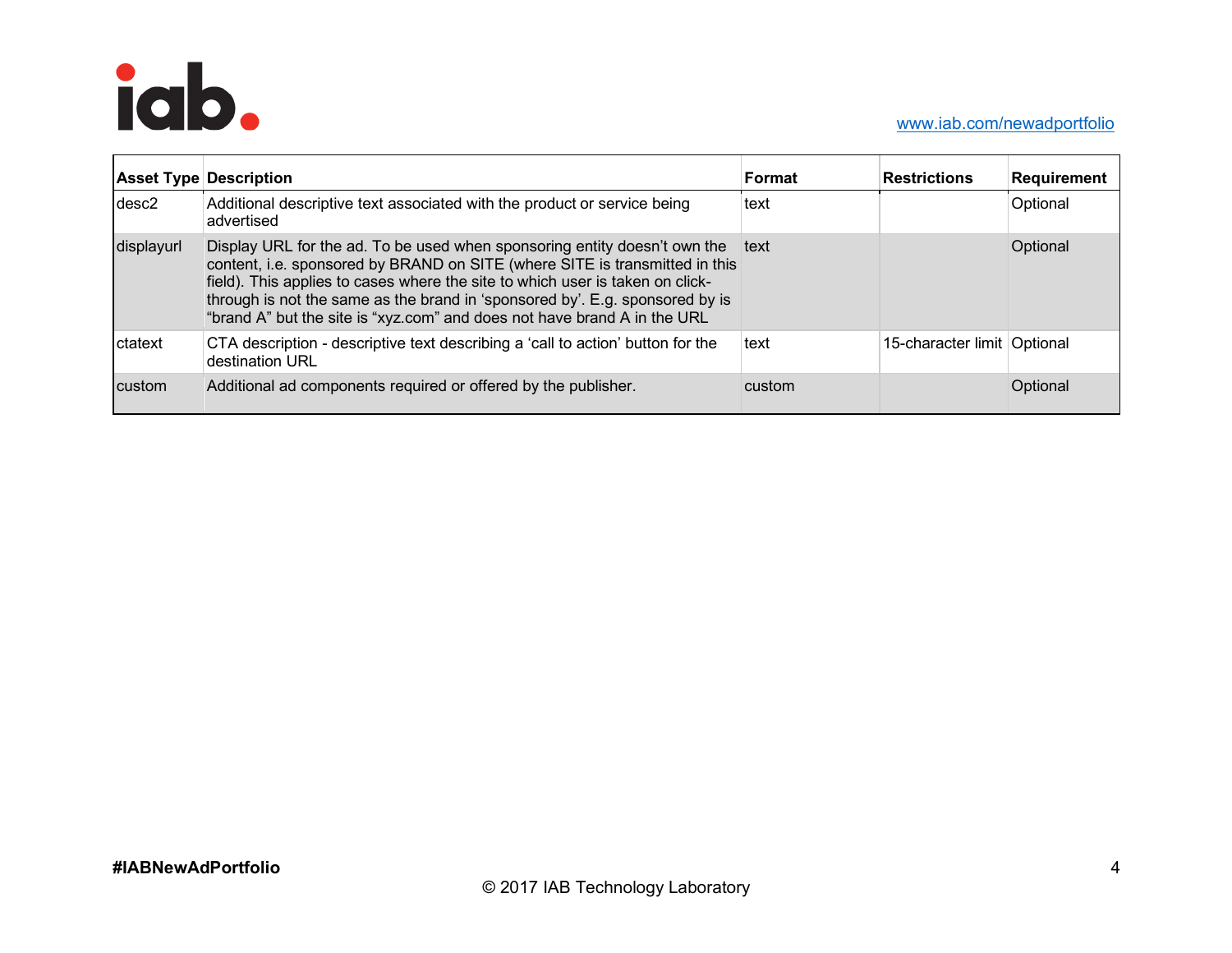| Asset Type | Description | Format | Restrictions | Requirement |
|---|---|---|---|---|
| desc2 | Additional descriptive text associated with the product or service being advertised | text | | Optional |
| displayurl | Display URL for the ad. To be used when sponsoring entity doesn't own the content, i.e. sponsored by BRAND on SITE (where SITE is transmitted in this field). This applies to cases where the site to which user is taken on click-through is not the same as the brand in 'sponsored by'. E.g. sponsored by is "brand A" but the site is "xyz.com" and does not have brand A in the URL | text | | Optional |
| ctatext | CTA description - descriptive text describing a 'call to action' button for the destination URL | text | 15-character limit | Optional |
| custom | Additional ad components required or offered by the publisher. | custom | | Optional |

© 2017 IAB Technology Laboratory